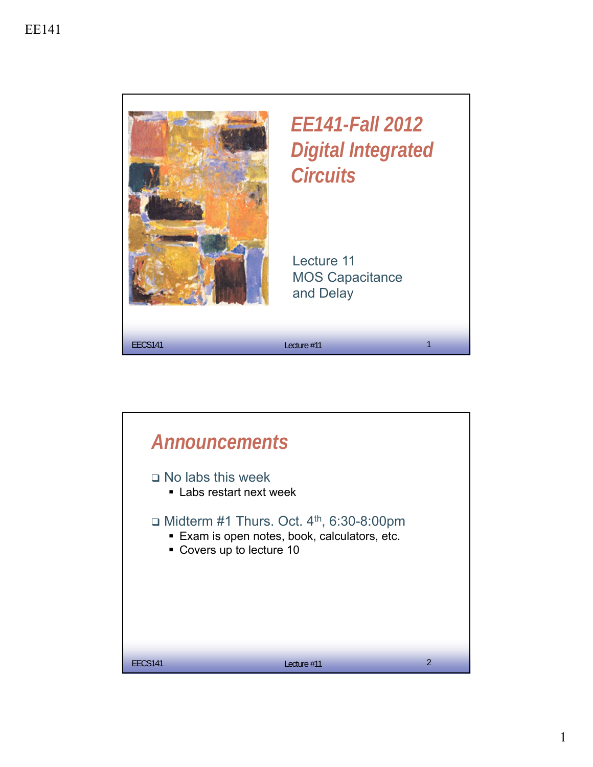# EE141-Fall 2012 Digital Integrated Circuits

Lecture 11
MOS Capacitance and Delay

## Announcements

- No labs this week
  - Labs restart next week
- Midterm #1 Thurs. Oct. 4th, 6:30-8:00pm
  - Exam is open notes, book, calculators, etc.
  - Covers up to lecture 10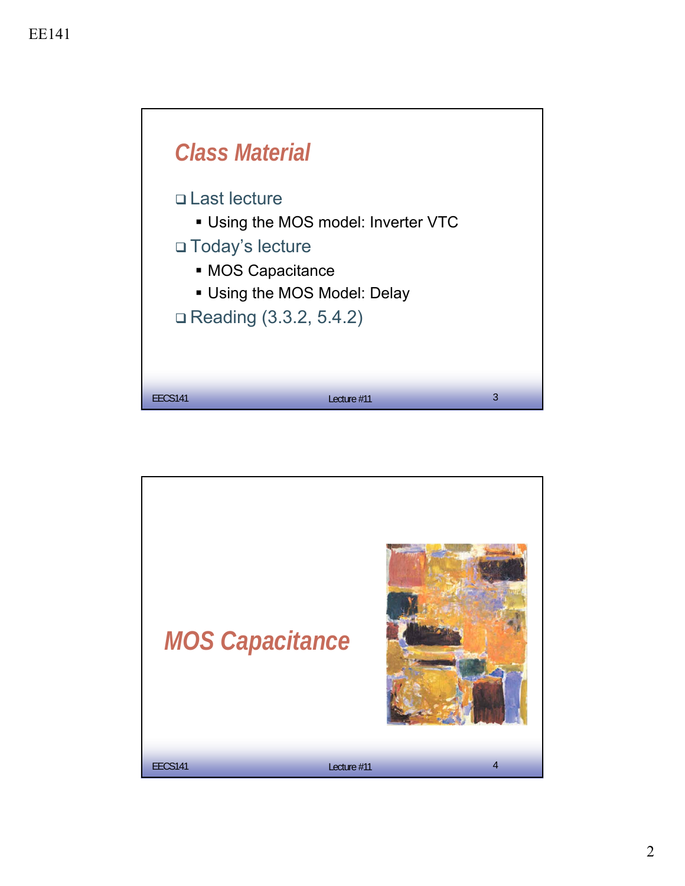## Class Material

- Last lecture
  - Using the MOS model: Inverter VTC
- Today's lecture
  - MOS Capacitance
  - Using the MOS Model: Delay
- Reading (3.3.2, 5.4.2)

## MOS Capacitance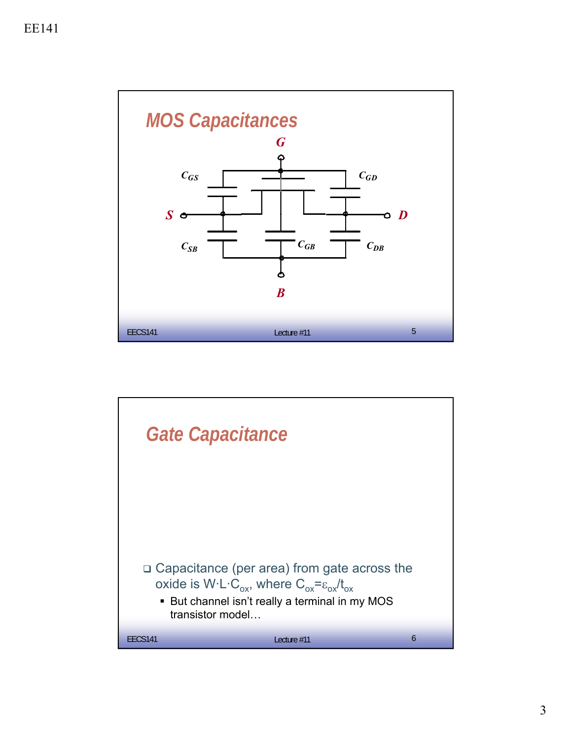## MOS Capacitances

G

$C_{GS}$ $C_{GD}$

S D

$C_{SB}$ $C_{GB}$ $C_{DB}$

B

## Gate Capacitance

- Capacitance (per area) from gate across the oxide is $W \cdot L \cdot C_{ox}$, where $C_{ox} = \varepsilon_{ox}/t_{ox}$
  - But channel isn't really a terminal in my MOS transistor model…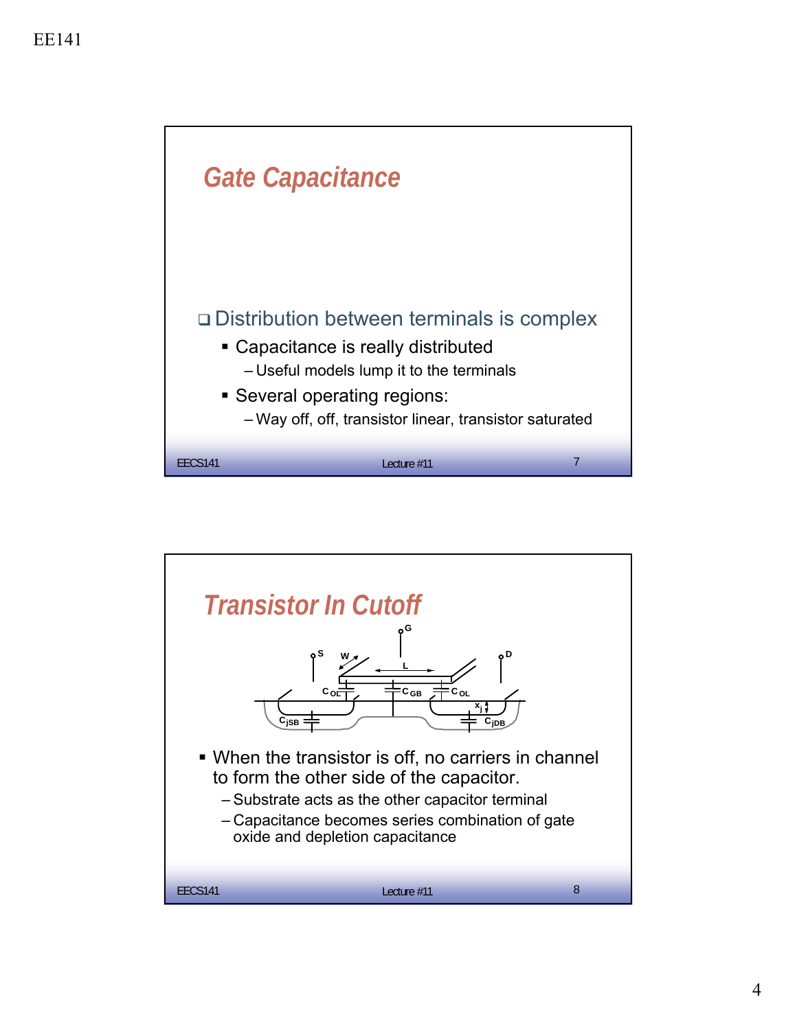## Gate Capacitance

- Distribution between terminals is complex
  - Capacitance is really distributed
    - Useful models lump it to the terminals
  - Several operating regions:
    - Way off, off, transistor linear, transistor saturated

## Transistor In Cutoff

- When the transistor is off, no carriers in channel to form the other side of the capacitor.
  - Substrate acts as the other capacitor terminal
  - Capacitance becomes series combination of gate oxide and depletion capacitance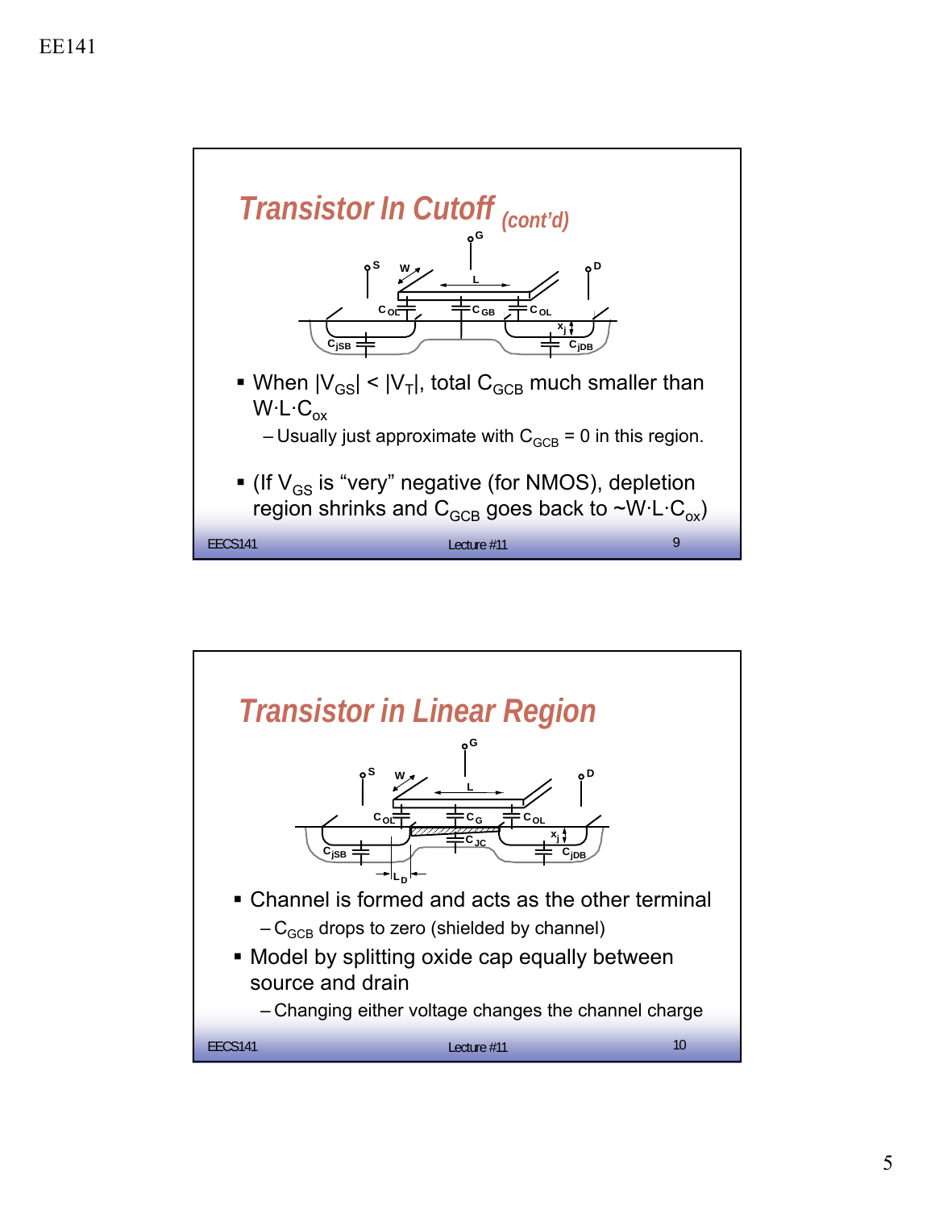## Transistor In Cutoff *(cont'd)*

- When $|V_{GS}| < |V_T|$, total $C_{GCB}$ much smaller than $W \cdot L \cdot C_{ox}$
  - Usually just approximate with $C_{GCB} = 0$ in this region.
- (If $V_{GS}$ is "very" negative (for NMOS), depletion region shrinks and $C_{GCB}$ goes back to $\sim W \cdot L \cdot C_{ox}$)

## Transistor in Linear Region

- Channel is formed and acts as the other terminal
  - $C_{GCB}$ drops to zero (shielded by channel)
- Model by splitting oxide cap equally between source and drain
  - Changing either voltage changes the channel charge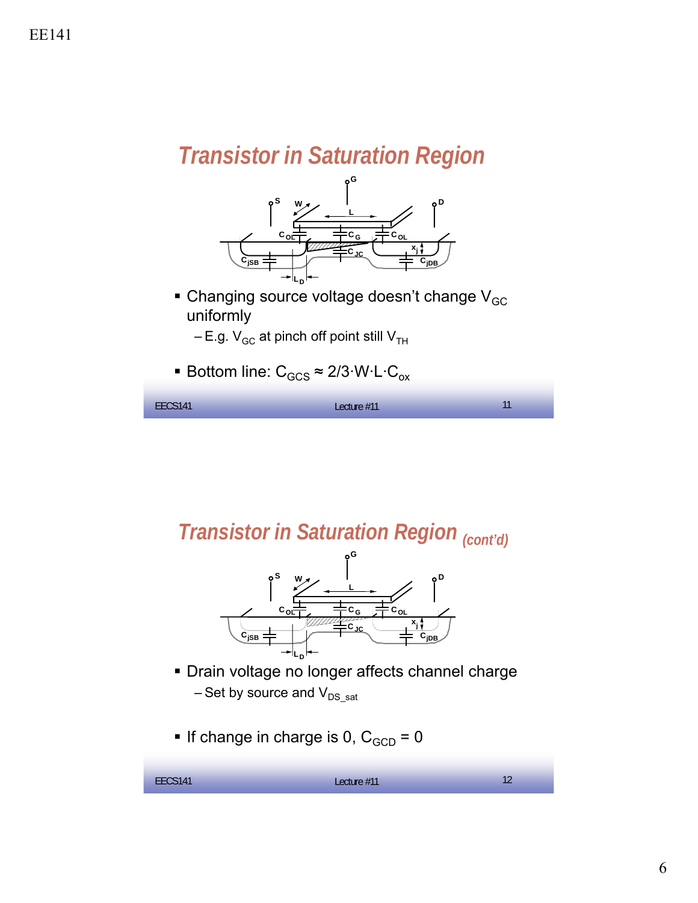## Transistor in Saturation Region

- Changing source voltage doesn't change $V_{GC}$ uniformly
  - E.g. $V_{GC}$ at pinch off point still $V_{TH}$
- Bottom line: $C_{GCS} \approx 2/3 \cdot W \cdot L \cdot C_{ox}$

## Transistor in Saturation Region *(cont'd)*

- Drain voltage no longer affects channel charge
  - Set by source and $V_{DS\_sat}$
- If change in charge is 0, $C_{GCD} = 0$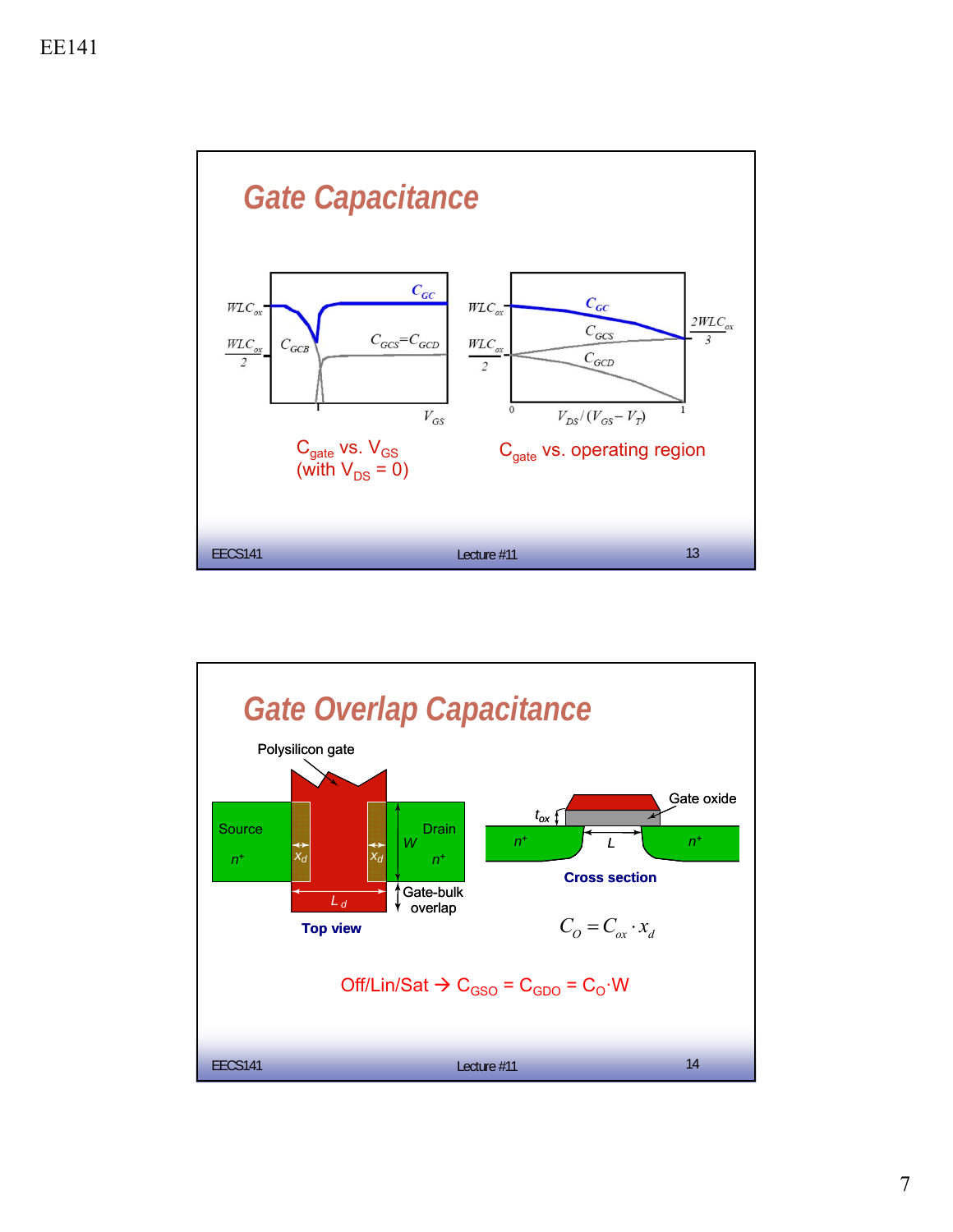## Gate Capacitance

$C_{GC}$

$WLC_{ox}$

$\frac{WLC_{ox}}{2}$

$C_{GCB}$

$C_{GCS}=C_{GCD}$

$V_{GS}$

$C_{gate}$ vs. $V_{GS}$ (with $V_{DS} = 0$)

$C_{GC}$

$C_{GCS}$

$C_{GCD}$

$\frac{2WLC_{ox}}{3}$

$V_{DS}/(V_{GS}-V_T)$

$C_{gate}$ vs. operating region

## Gate Overlap Capacitance

Polysilicon gate

Source $n^+$

$x_d$

$x_d$

Drain $n^+$

$W$

$L_d$

Gate-bulk overlap

Top view

$t_{ox}$

Gate oxide

$n^+$ $L$ $n^+$

Cross section

$$C_O = C_{ox} \cdot x_d$$

Off/Lin/Sat → $C_{GSO} = C_{GDO} = C_O \cdot W$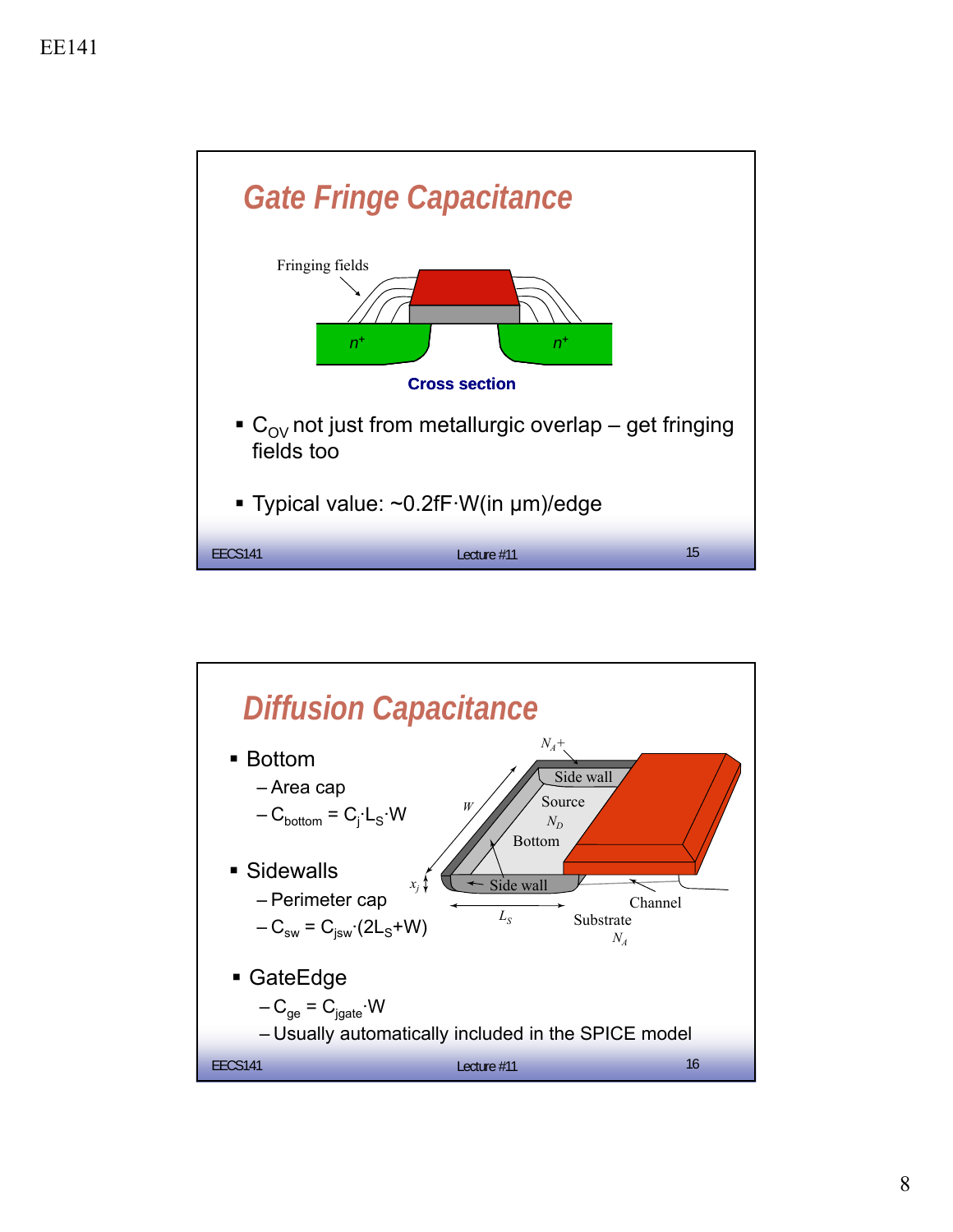## Gate Fringe Capacitance

Fringing fields

$n^+$ $n^+$

**Cross section**

- $C_{OV}$ not just from metallurgic overlap – get fringing fields too
- Typical value: ~0.2fF·W(in μm)/edge

## Diffusion Capacitance

- Bottom
  - Area cap
  - $C_{bottom} = C_j \cdot L_S \cdot W$
- Sidewalls
  - Perimeter cap
  - $C_{sw} = C_{jsw} \cdot (2L_S + W)$
- GateEdge
  - $C_{ge} = C_{jgate} \cdot W$
  - Usually automatically included in the SPICE model

$N_A+$, Side wall, Source, $N_D$, Bottom, $W$, $x_j$, Side wall, $L_S$, Channel, Substrate, $N_A$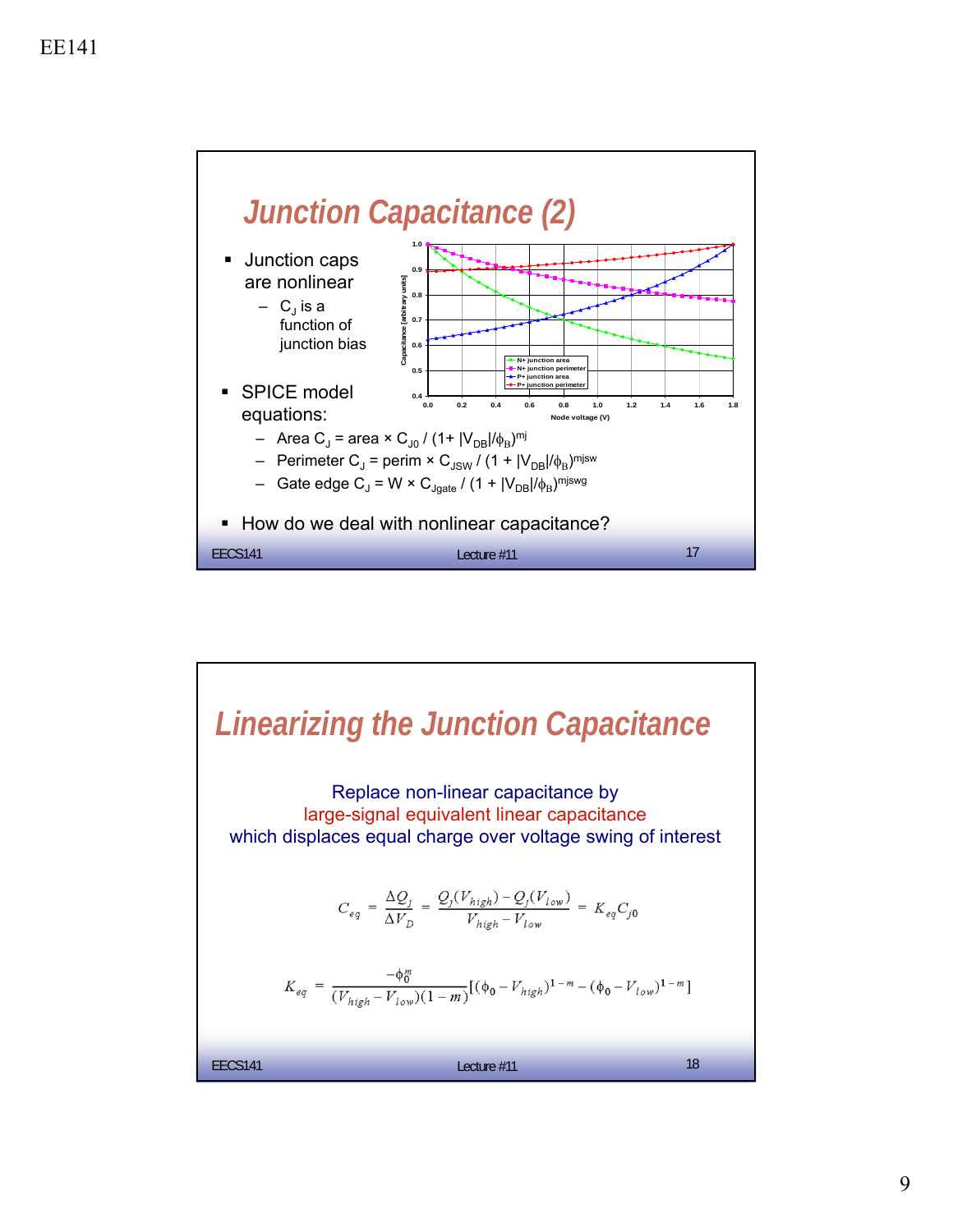## Junction Capacitance (2)

- Junction caps are nonlinear
  - $C_J$ is a function of junction bias
- SPICE model equations:
  - Area $C_J$ = area × $C_{J0}$ / $(1+ |V_{DB}|/\phi_B)^{mj}$
  - Perimeter $C_J$ = perim × $C_{JSW}$ / $(1 + |V_{DB}|/\phi_B)^{mjsw}$
  - Gate edge $C_J$ = W × $C_{Jgate}$ / $(1 + |V_{DB}|/\phi_B)^{mjswg}$
- How do we deal with nonlinear capacitance?

## Linearizing the Junction Capacitance

Replace non-linear capacitance by
large-signal equivalent linear capacitance
which displaces equal charge over voltage swing of interest

$$C_{eq} = \frac{\Delta Q_j}{\Delta V_D} = \frac{Q_j(V_{high}) - Q_j(V_{low})}{V_{high} - V_{low}} = K_{eq} C_{j0}$$

$$K_{eq} = \frac{-\phi_0^m}{(V_{high} - V_{low})(1-m)}[(\phi_0 - V_{high})^{1-m} - (\phi_0 - V_{low})^{1-m}]$$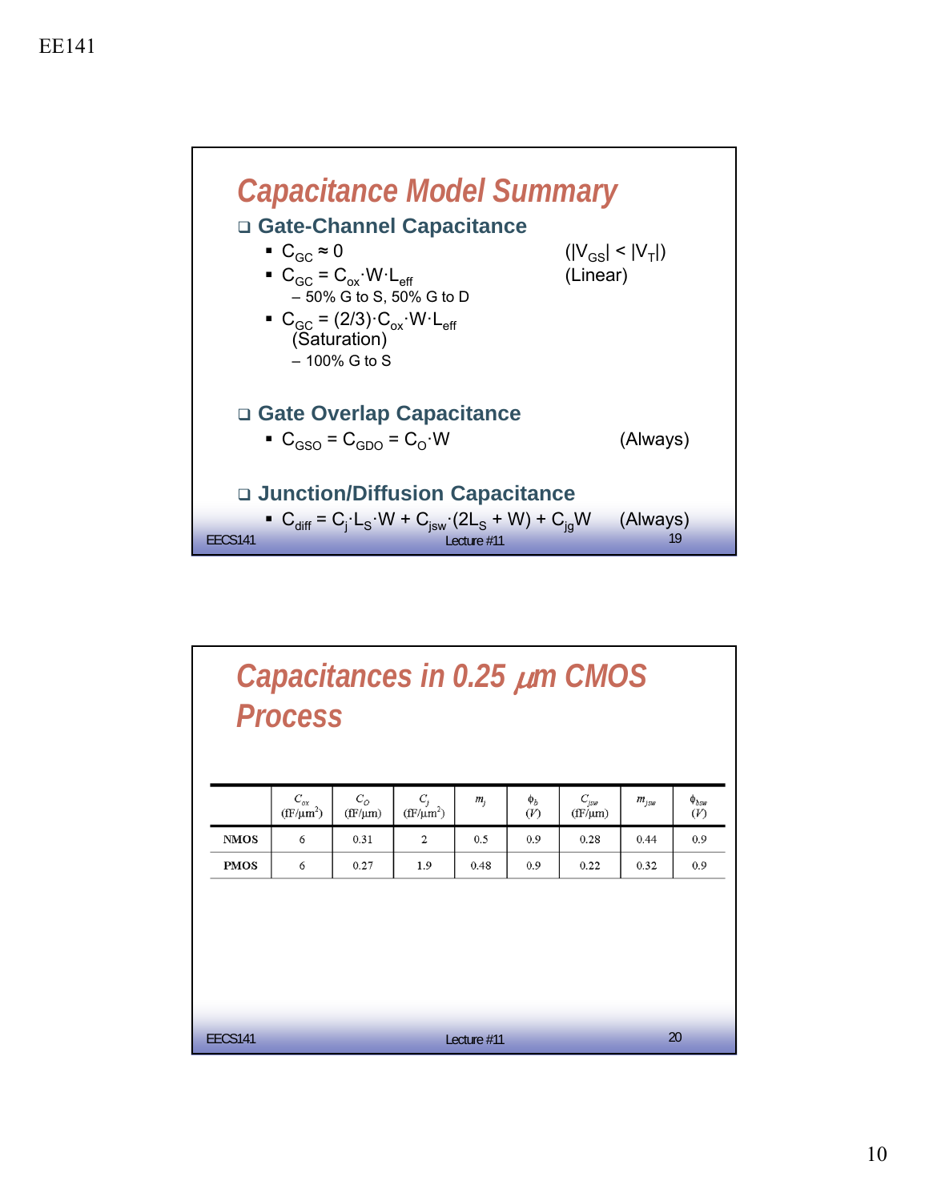## Capacitance Model Summary

- **Gate-Channel Capacitance**
  - $C_{GC} \approx 0$ ($|V_{GS}| < |V_T|$)
  - $C_{GC} = C_{ox} \cdot W \cdot L_{eff}$ (Linear)
    - 50% G to S, 50% G to D
  - $C_{GC} = (2/3) \cdot C_{ox} \cdot W \cdot L_{eff}$ (Saturation)
    - 100% G to S

- **Gate Overlap Capacitance**
  - $C_{GSO} = C_{GDO} = C_O \cdot W$ (Always)

- **Junction/Diffusion Capacitance**
  - $C_{diff} = C_j \cdot L_S \cdot W + C_{jsw} \cdot (2L_S + W) + C_{jg} W$ (Always)

## Capacitances in 0.25 μm CMOS Process

| | $C_{ox}$ (fF/μm$^2$) | $C_O$ (fF/μm) | $C_j$ (fF/μm$^2$) | $m_j$ | $\phi_b$ (V) | $C_{jsw}$ (fF/μm) | $m_{jsw}$ | $\phi_{bsw}$ (V) |
|---|---|---|---|---|---|---|---|---|
| **NMOS** | 6 | 0.31 | 2 | 0.5 | 0.9 | 0.28 | 0.44 | 0.9 |
| **PMOS** | 6 | 0.27 | 1.9 | 0.48 | 0.9 | 0.22 | 0.32 | 0.9 |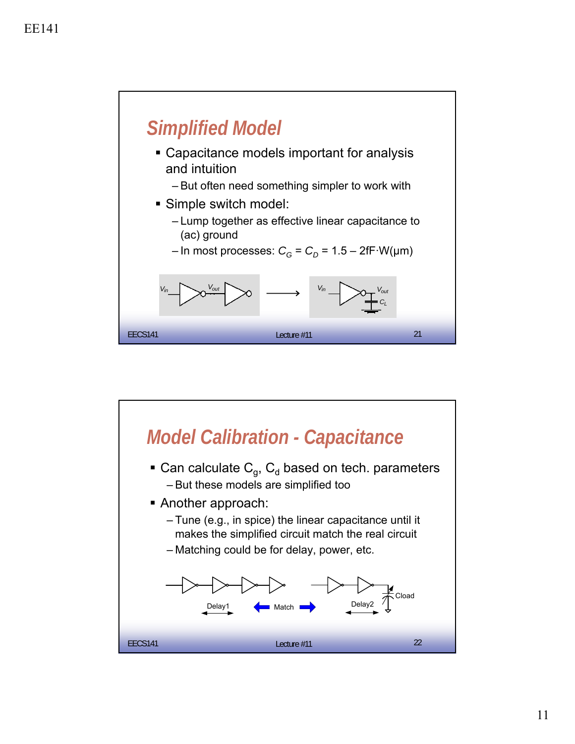## Simplified Model

- Capacitance models important for analysis and intuition
  - But often need something simpler to work with
- Simple switch model:
  - Lump together as effective linear capacitance to (ac) ground
  - In most processes: $C_G = C_D = 1.5 – 2\text{fF}\cdot\text{W}(\mu\text{m})$

## Model Calibration - Capacitance

- Can calculate $C_g$, $C_d$ based on tech. parameters
  - But these models are simplified too
- Another approach:
  - Tune (e.g., in spice) the linear capacitance until it makes the simplified circuit match the real circuit
  - Matching could be for delay, power, etc.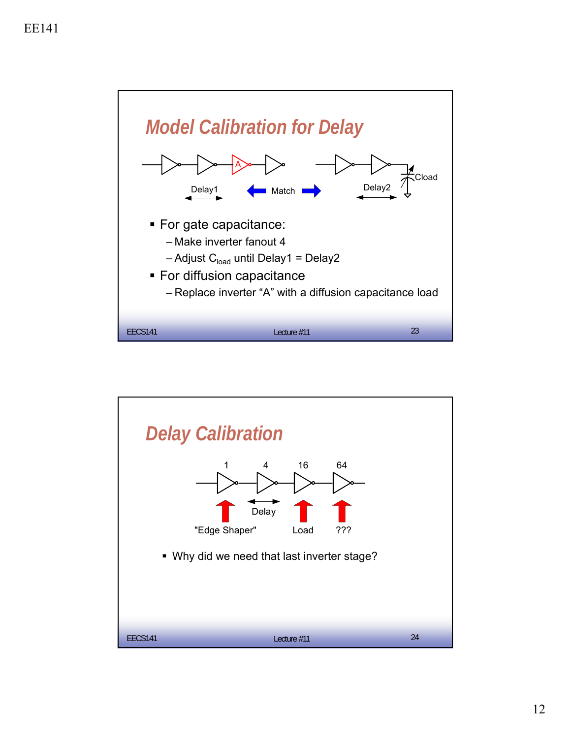## Model Calibration for Delay

A

Delay1 Match Delay2 Cload

- For gate capacitance:
  - Make inverter fanout 4
  - Adjust $C_{load}$ until Delay1 = Delay2
- For diffusion capacitance
  - Replace inverter "A" with a diffusion capacitance load

## Delay Calibration

1 4 16 64

"Edge Shaper" Delay Load ???

- Why did we need that last inverter stage?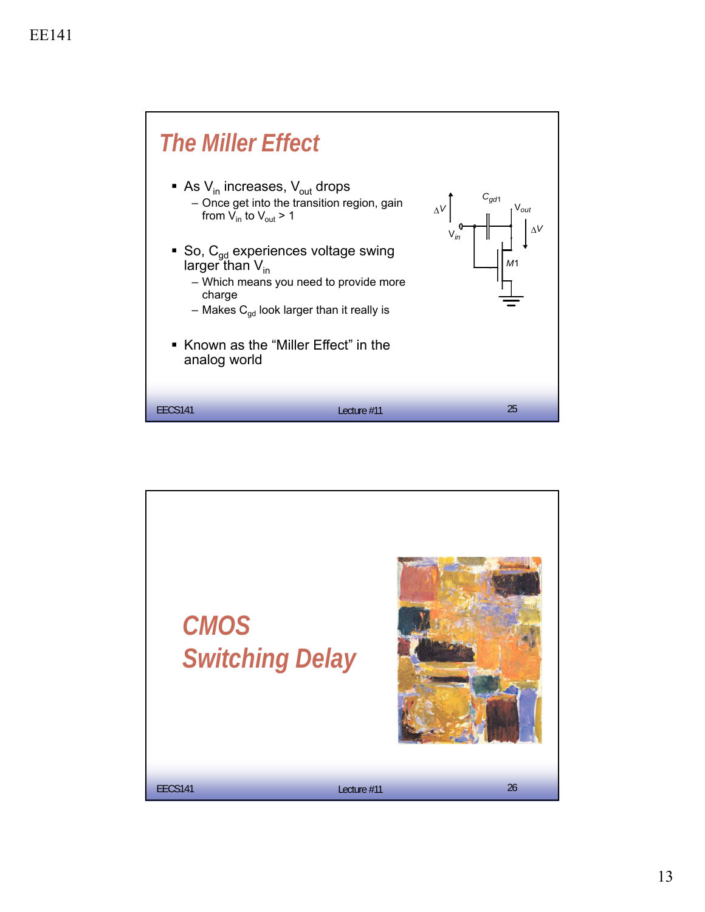## The Miller Effect

- As $V_{in}$ increases, $V_{out}$ drops
  - Once get into the transition region, gain from $V_{in}$ to $V_{out}$ > 1
- So, $C_{gd}$ experiences voltage swing larger than $V_{in}$
  - Which means you need to provide more charge
  - Makes $C_{gd}$ look larger than it really is
- Known as the "Miller Effect" in the analog world

## CMOS Switching Delay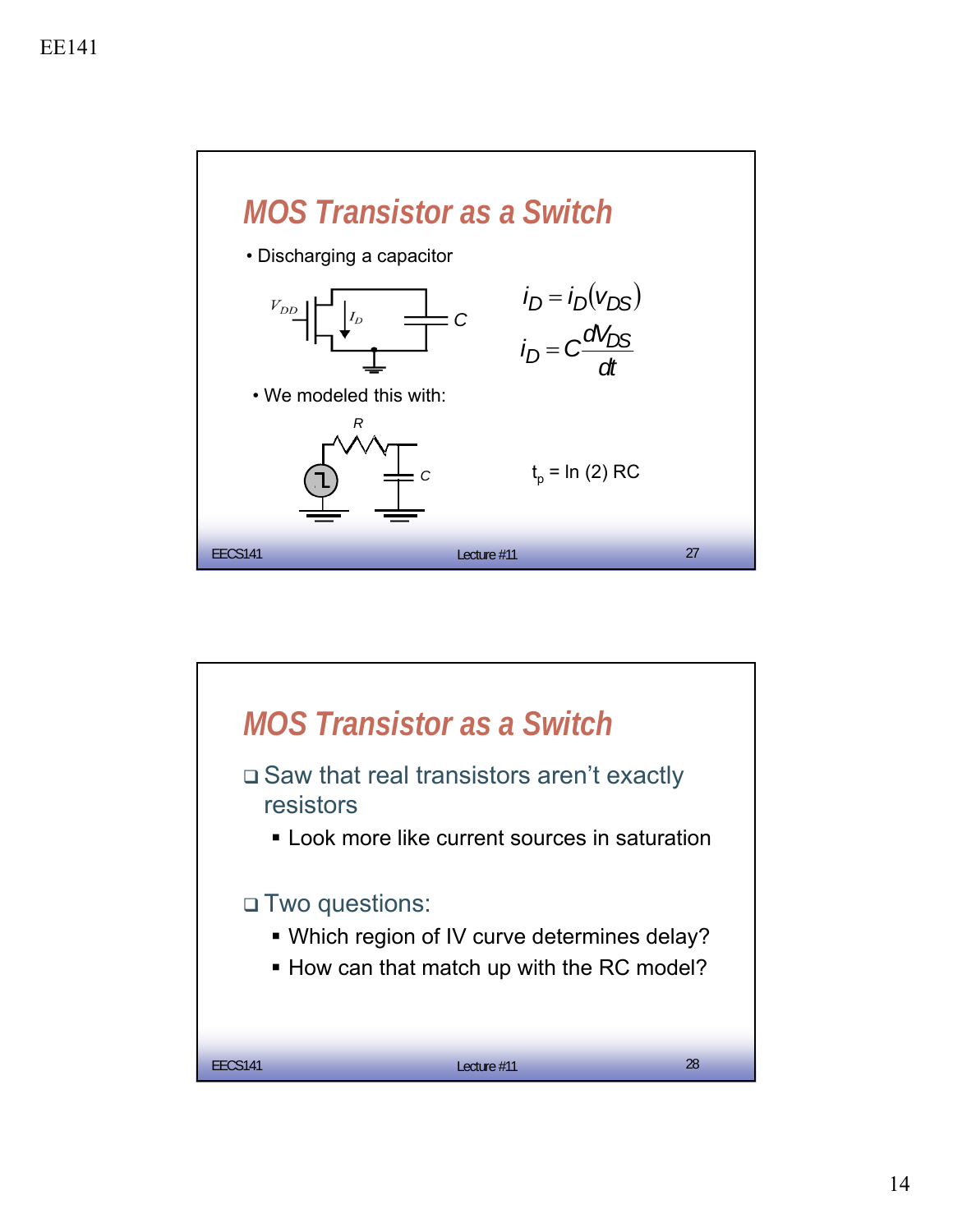## MOS Transistor as a Switch

- Discharging a capacitor

$V_{DD}$ $I_D$ $C$

$$i_D = i_D(v_{DS})$$

$$i_D = C\frac{dV_{DS}}{dt}$$

- We modeled this with:

$R$ $C$

$$t_p = \ln(2)\, RC$$

## MOS Transistor as a Switch

- Saw that real transistors aren't exactly resistors
  - Look more like current sources in saturation

- Two questions:
  - Which region of IV curve determines delay?
  - How can that match up with the RC model?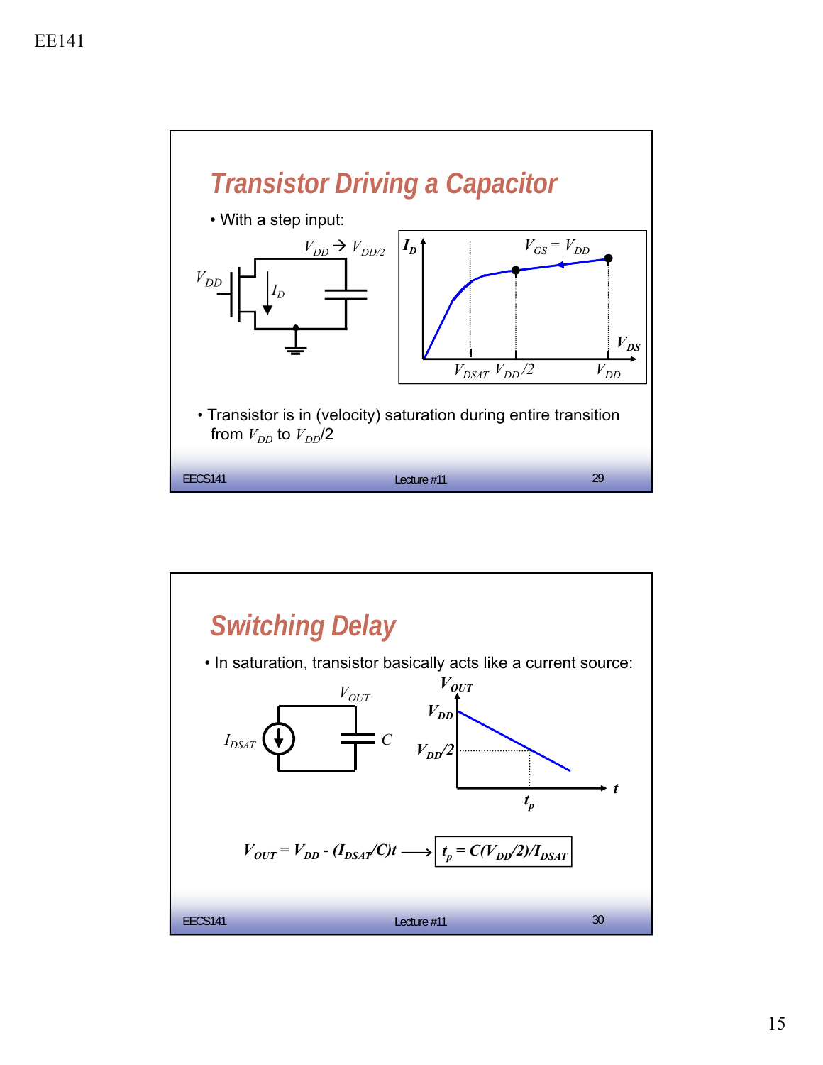## Transistor Driving a Capacitor

- With a step input:

- Transistor is in (velocity) saturation during entire transition from $V_{DD}$ to $V_{DD}/2$

## Switching Delay

- In saturation, transistor basically acts like a current source:

$$V_{OUT} = V_{DD} - (I_{DSAT}/C)t \longrightarrow t_p = C(V_{DD}/2)/I_{DSAT}$$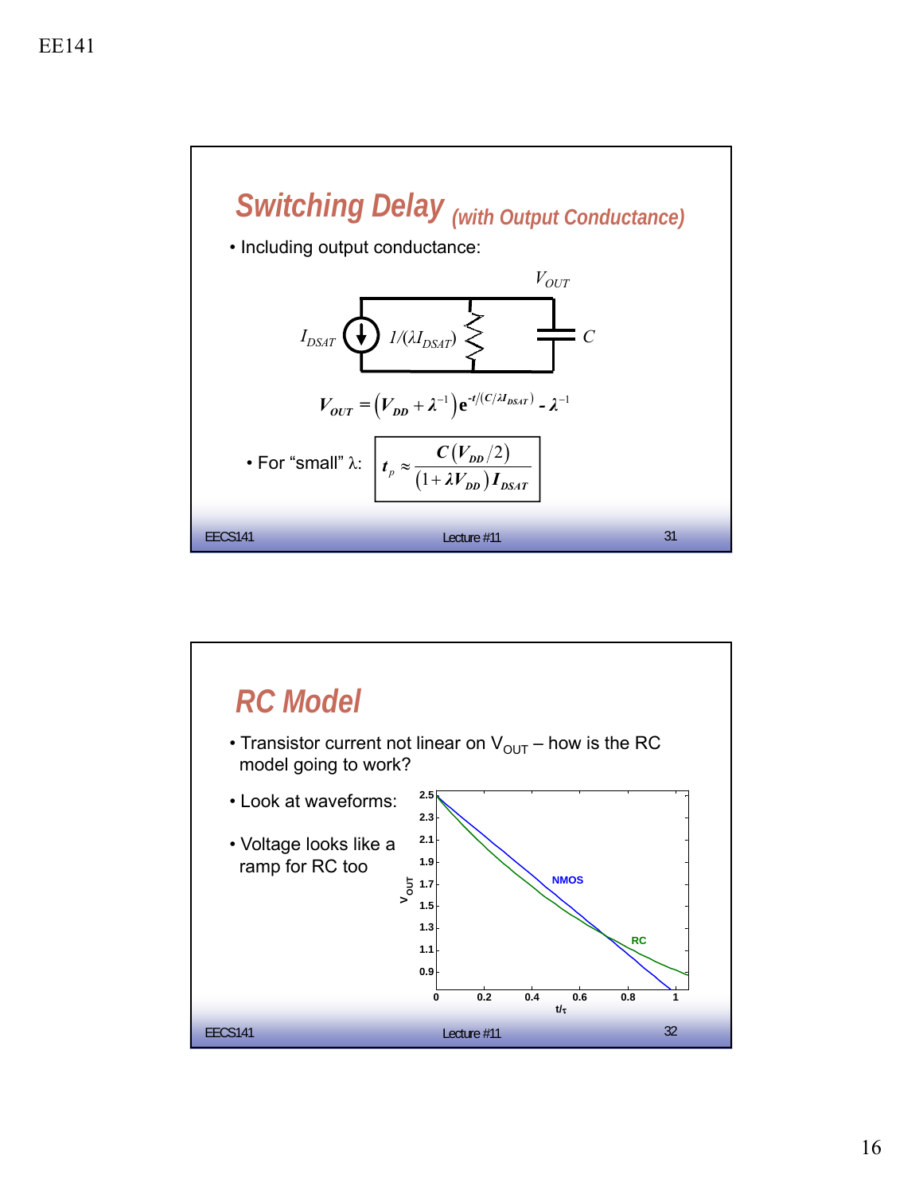## Switching Delay *(with Output Conductance)*

- Including output conductance:

$$V_{OUT} = \left(V_{DD} + \lambda^{-1}\right) e^{-t/(C/\lambda I_{DSAT})} - \lambda^{-1}$$

- For "small" λ:

$$t_p \approx \frac{C\left(V_{DD}/2\right)}{\left(1+\lambda V_{DD}\right) I_{DSAT}}$$

## RC Model

- Transistor current not linear on $V_{OUT}$ – how is the RC model going to work?
- Look at waveforms:
- Voltage looks like a ramp for RC too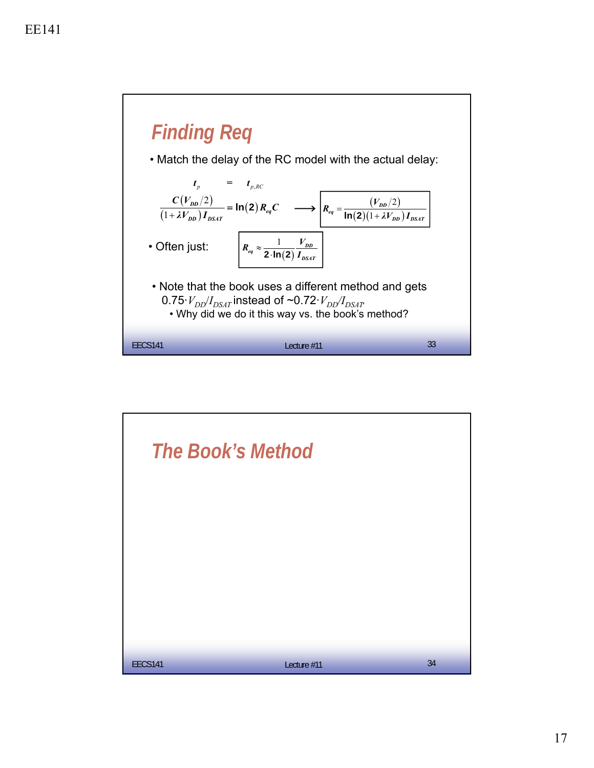## Finding Req

- Match the delay of the RC model with the actual delay:

$$t_p = t_{p,RC}$$

$$\frac{C(V_{DD}/2)}{(1+\lambda V_{DD})I_{DSAT}} = \ln(2) R_{eq} C \longrightarrow \boxed{R_{eq} = \frac{(V_{DD}/2)}{\ln(2)(1+\lambda V_{DD}) I_{DSAT}}}$$

- Often just: $\boxed{R_{eq} \approx \frac{1}{2 \cdot \ln(2)} \frac{V_{DD}}{I_{DSAT}}}$

- Note that the book uses a different method and gets $0.75 \cdot V_{DD}/I_{DSAT}$ instead of $\sim 0.72 \cdot V_{DD}/I_{DSAT}$.
  - Why did we do it this way vs. the book's method?

## The Book's Method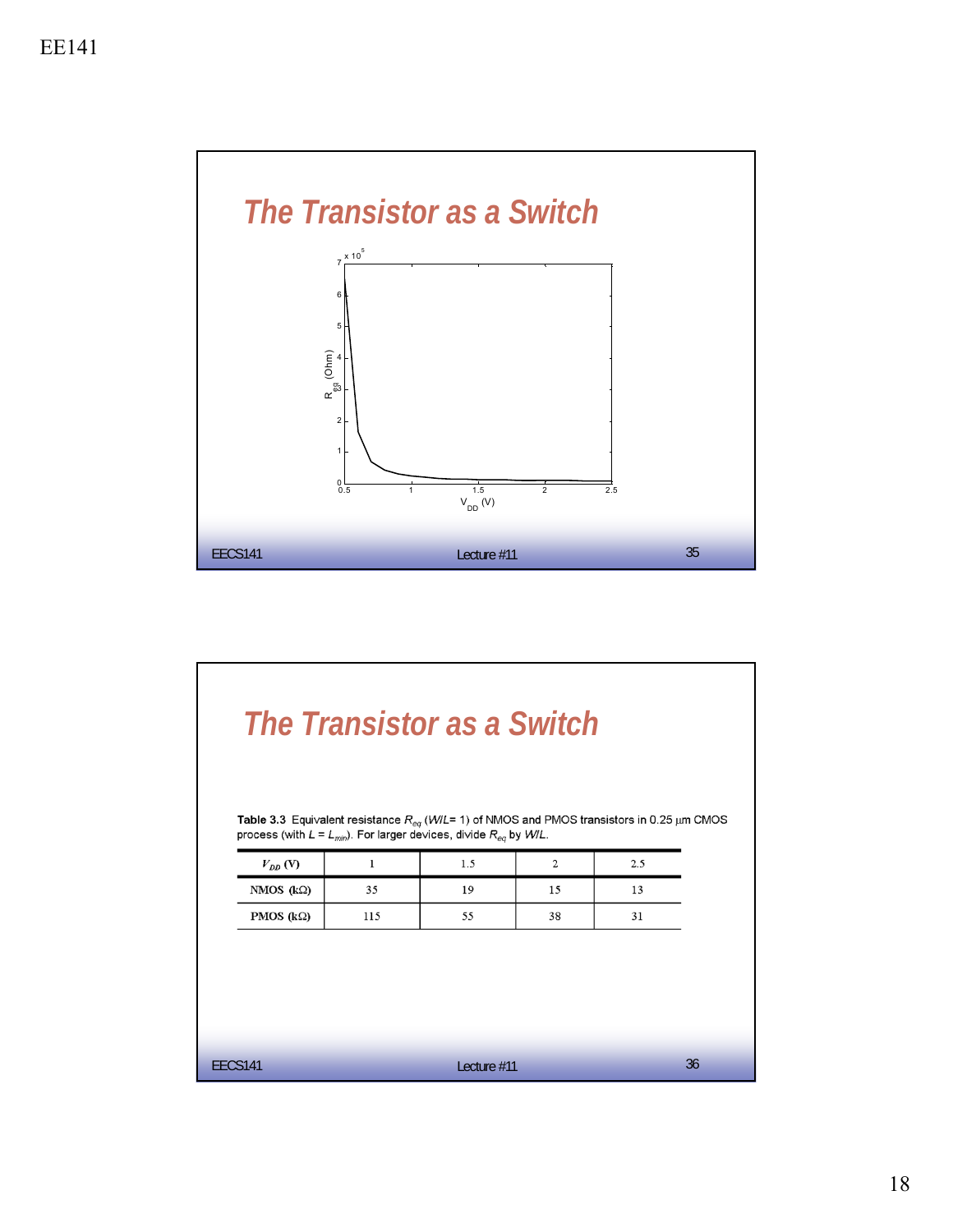## The Transistor as a Switch

x 10^5

7

6

5

4

3

2

1

0

$R_{eq}$ (Ohm)

0.5

1

1.5

2

2.5

$V_{DD}$ (V)

EECS141 Lecture #11 35

## The Transistor as a Switch

**Table 3.3** Equivalent resistance $R_{eq}$ ($W/L$= 1) of NMOS and PMOS transistors in 0.25 μm CMOS process (with $L = L_{min}$). For larger devices, divide $R_{eq}$ by $W/L$.

| $V_{DD}$ (V) | 1 | 1.5 | 2 | 2.5 |
|---|---|---|---|---|
| NMOS (kΩ) | 35 | 19 | 15 | 13 |
| PMOS (kΩ) | 115 | 55 | 38 | 31 |

EECS141 Lecture #11 36